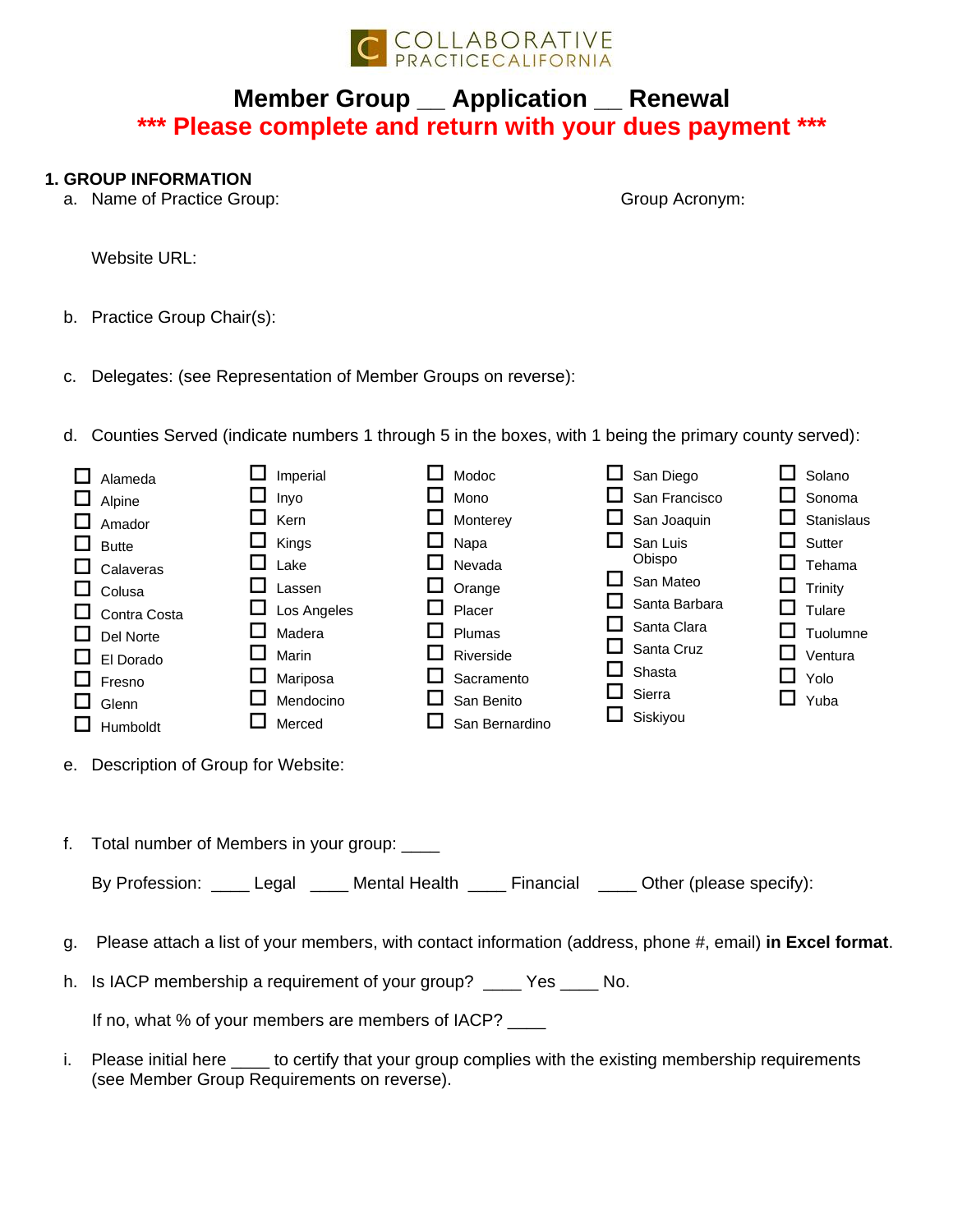COLLABORATIVE PRACTICE CALIFORNIA

# Member Group __ Application __ Renewal

**\*\*\* Please complete and return with your dues payment \*\*\***

## 1. GROUP INFORMATION

a. Name of Practice Group: Group Acronym:

Website URL:

b. Practice Group Chair(s):

c. Delegates: (see Representation of Member Groups on reverse):

d. Counties Served (indicate numbers 1 through 5 in the boxes, with 1 being the primary county served):

| | | | | |
|---|---|---|---|---|
| ☐ Alameda | ☐ Imperial | ☐ Modoc | ☐ San Diego | ☐ Solano |
| ☐ Alpine | ☐ Inyo | ☐ Mono | ☐ San Francisco | ☐ Sonoma |
| ☐ Amador | ☐ Kern | ☐ Monterey | ☐ San Joaquin | ☐ Stanislaus |
| ☐ Butte | ☐ Kings | ☐ Napa | ☐ San Luis Obispo | ☐ Sutter |
| ☐ Calaveras | ☐ Lake | ☐ Nevada | ☐ San Mateo | ☐ Tehama |
| ☐ Colusa | ☐ Lassen | ☐ Orange | ☐ Santa Barbara | ☐ Trinity |
| ☐ Contra Costa | ☐ Los Angeles | ☐ Placer | ☐ Santa Clara | ☐ Tulare |
| ☐ Del Norte | ☐ Madera | ☐ Plumas | ☐ Santa Cruz | ☐ Tuolumne |
| ☐ El Dorado | ☐ Marin | ☐ Riverside | ☐ Shasta | ☐ Ventura |
| ☐ Fresno | ☐ Mariposa | ☐ Sacramento | ☐ Sierra | ☐ Yolo |
| ☐ Glenn | ☐ Mendocino | ☐ San Benito | ☐ Siskiyou | ☐ Yuba |
| ☐ Humboldt | ☐ Merced | ☐ San Bernardino | | |

e. Description of Group for Website:

f. Total number of Members in your group: ____

By Profession: ____ Legal ____ Mental Health ____ Financial ____ Other (please specify):

g. Please attach a list of your members, with contact information (address, phone #, email) **in Excel format**.

h. Is IACP membership a requirement of your group? ____ Yes ____ No.

If no, what % of your members are members of IACP? ____

i. Please initial here ____ to certify that your group complies with the existing membership requirements (see Member Group Requirements on reverse).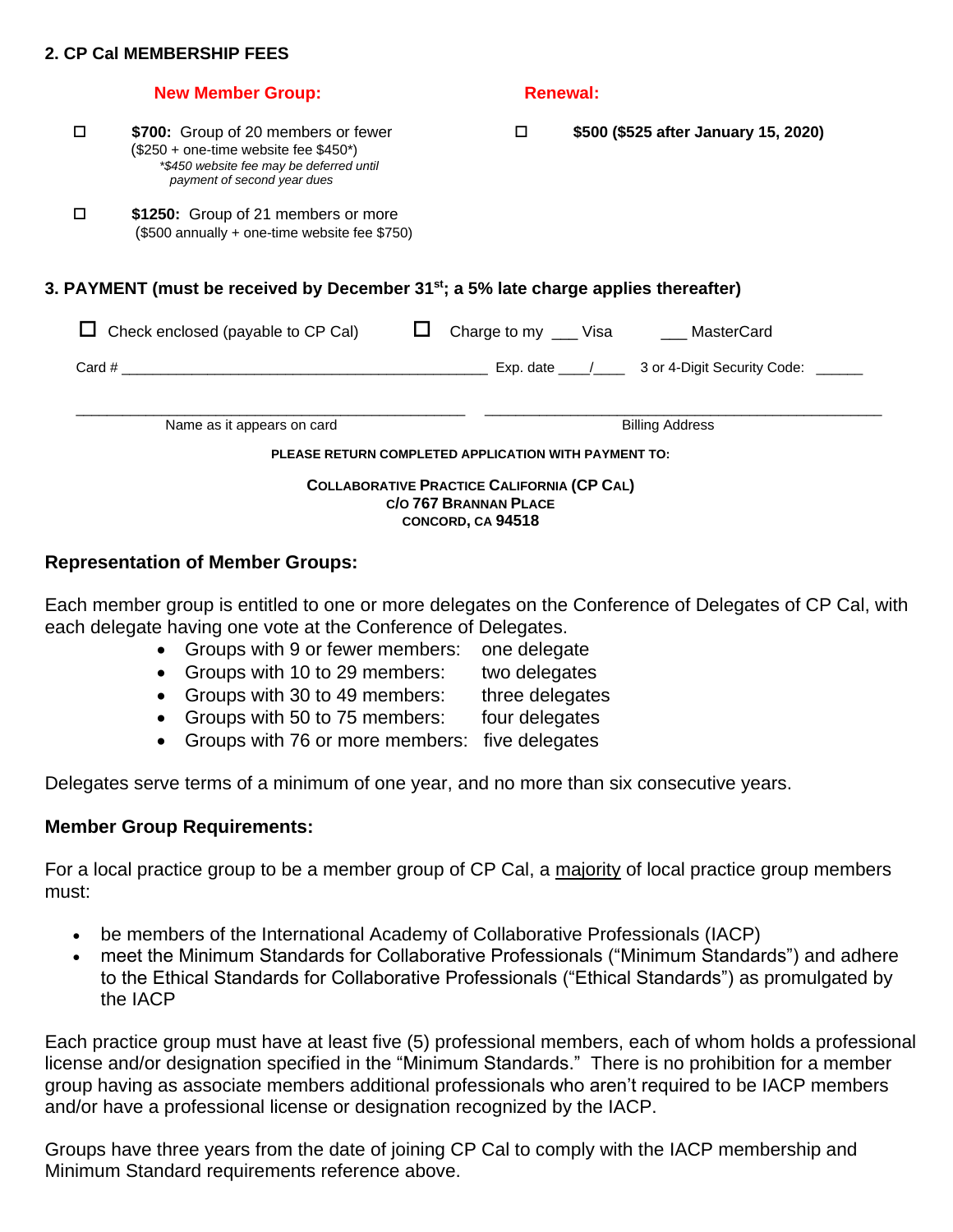## 2. CP Cal MEMBERSHIP FEES

**New Member Group:**

☐ **$700:** Group of 20 members or fewer
($250 + one-time website fee $450*)
*\*$450 website fee may be deferred until payment of second year dues*

☐ **$1250:** Group of 21 members or more
($500 annually + one-time website fee $750)

**Renewal:**

☐ **$500 ($525 after January 15, 2020)**

## 3. PAYMENT (must be received by December 31st; a 5% late charge applies thereafter)

☐ Check enclosed (payable to CP Cal) ☐ Charge to my ___ Visa ___ MasterCard

Card # ______________________________________________ Exp. date ____/____ 3 or 4-Digit Security Code: ______

______________________________________________ ______________________________________________
Name as it appears on card Billing Address

**PLEASE RETURN COMPLETED APPLICATION WITH PAYMENT TO:**

**COLLABORATIVE PRACTICE CALIFORNIA (CP CAL)**
**C/O 767 BRANNAN PLACE**
**CONCORD, CA 94518**

### Representation of Member Groups:

Each member group is entitled to one or more delegates on the Conference of Delegates of CP Cal, with each delegate having one vote at the Conference of Delegates.

- Groups with 9 or fewer members: one delegate
- Groups with 10 to 29 members: two delegates
- Groups with 30 to 49 members: three delegates
- Groups with 50 to 75 members: four delegates
- Groups with 76 or more members: five delegates

Delegates serve terms of a minimum of one year, and no more than six consecutive years.

### Member Group Requirements:

For a local practice group to be a member group of CP Cal, a majority of local practice group members must:

- be members of the International Academy of Collaborative Professionals (IACP)
- meet the Minimum Standards for Collaborative Professionals ("Minimum Standards") and adhere to the Ethical Standards for Collaborative Professionals ("Ethical Standards") as promulgated by the IACP

Each practice group must have at least five (5) professional members, each of whom holds a professional license and/or designation specified in the "Minimum Standards." There is no prohibition for a member group having as associate members additional professionals who aren't required to be IACP members and/or have a professional license or designation recognized by the IACP.

Groups have three years from the date of joining CP Cal to comply with the IACP membership and Minimum Standard requirements reference above.